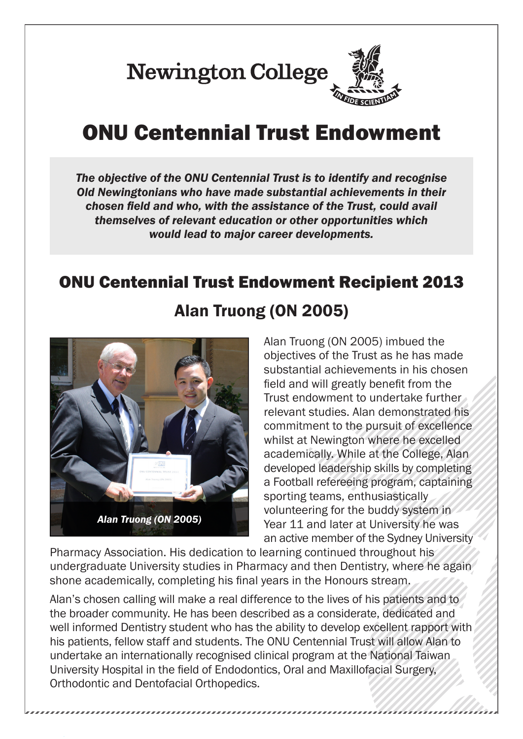Newington College

IN FIDE SCIENTIAM

# ONU Centennial Trust Endowment

***The objective of the ONU Centennial Trust is to identify and recognise Old Newingtonians who have made substantial achievements in their chosen field and who, with the assistance of the Trust, could avail themselves of relevant education or other opportunities which would lead to major career developments.***

## ONU Centennial Trust Endowment Recipient 2013

### Alan Truong (ON 2005)

*Alan Truong (ON 2005)*

Alan Truong (ON 2005) imbued the objectives of the Trust as he has made substantial achievements in his chosen field and will greatly benefit from the Trust endowment to undertake further relevant studies. Alan demonstrated his commitment to the pursuit of excellence whilst at Newington where he excelled academically. While at the College, Alan developed leadership skills by completing a Football refereeing program, captaining sporting teams, enthusiastically volunteering for the buddy system in Year 11 and later at University he was an active member of the Sydney University Pharmacy Association. His dedication to learning continued throughout his undergraduate University studies in Pharmacy and then Dentistry, where he again shone academically, completing his final years in the Honours stream.

Alan's chosen calling will make a real difference to the lives of his patients and to the broader community. He has been described as a considerate, dedicated and well informed Dentistry student who has the ability to develop excellent rapport with his patients, fellow staff and students. The ONU Centennial Trust will allow Alan to undertake an internationally recognised clinical program at the National Taiwan University Hospital in the field of Endodontics, Oral and Maxillofacial Surgery, Orthodontic and Dentofacial Orthopedics.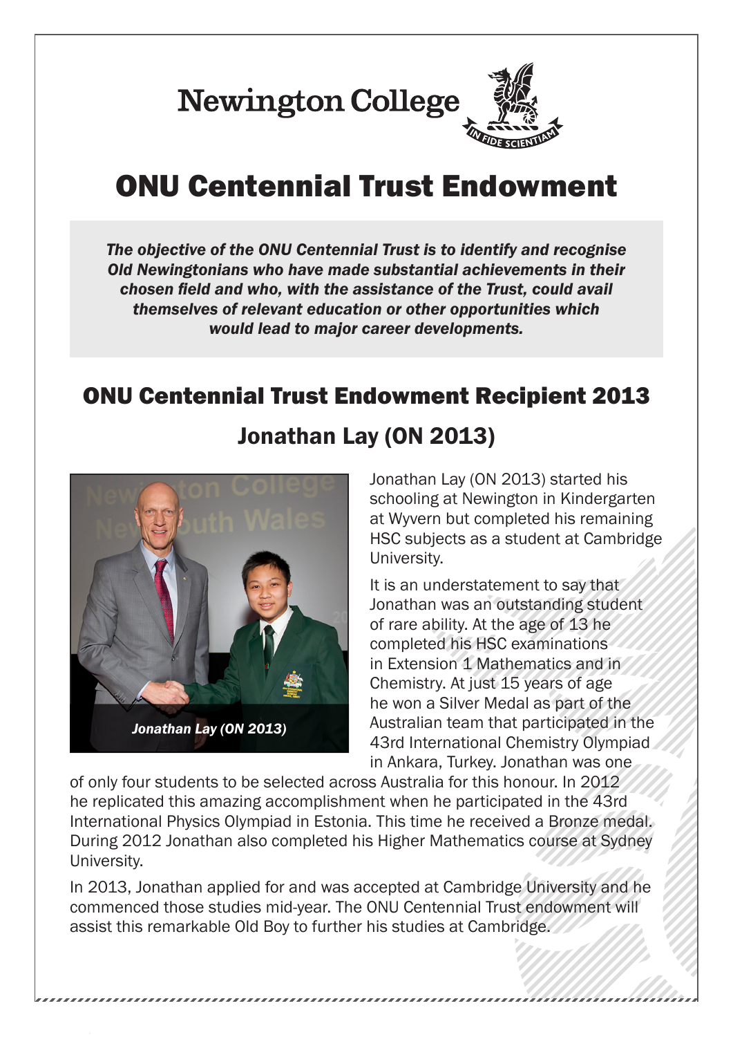# Newington College

## ONU Centennial Trust Endowment

***The objective of the ONU Centennial Trust is to identify and recognise Old Newingtonians who have made substantial achievements in their chosen field and who, with the assistance of the Trust, could avail themselves of relevant education or other opportunities which would lead to major career developments.***

## ONU Centennial Trust Endowment Recipient 2013

### Jonathan Lay (ON 2013)

*Jonathan Lay (ON 2013)*

Jonathan Lay (ON 2013) started his schooling at Newington in Kindergarten at Wyvern but completed his remaining HSC subjects as a student at Cambridge University.

It is an understatement to say that Jonathan was an outstanding student of rare ability. At the age of 13 he completed his HSC examinations in Extension 1 Mathematics and in Chemistry. At just 15 years of age he won a Silver Medal as part of the Australian team that participated in the 43rd International Chemistry Olympiad in Ankara, Turkey. Jonathan was one of only four students to be selected across Australia for this honour. In 2012 he replicated this amazing accomplishment when he participated in the 43rd International Physics Olympiad in Estonia. This time he received a Bronze medal. During 2012 Jonathan also completed his Higher Mathematics course at Sydney University.

In 2013, Jonathan applied for and was accepted at Cambridge University and he commenced those studies mid-year. The ONU Centennial Trust endowment will assist this remarkable Old Boy to further his studies at Cambridge.